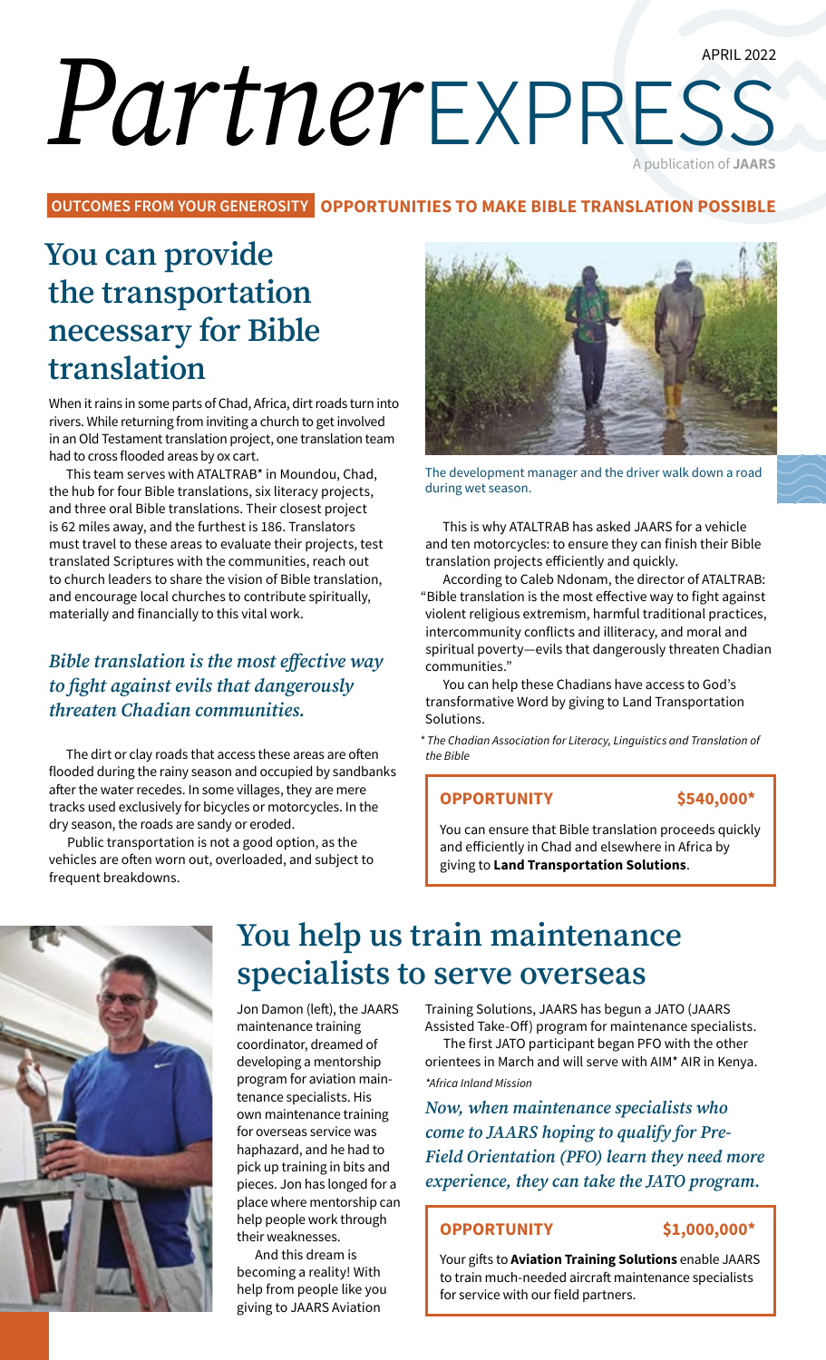APRIL 2022

# *Partner* EXPRESS

A publication of **JAARS**

**OUTCOMES FROM YOUR GENEROSITY** **OPPORTUNITIES TO MAKE BIBLE TRANSLATION POSSIBLE**

## You can provide the transportation necessary for Bible translation

When it rains in some parts of Chad, Africa, dirt roads turn into rivers. While returning from inviting a church to get involved in an Old Testament translation project, one translation team had to cross flooded areas by ox cart.

This team serves with ATALTRAB* in Moundou, Chad, the hub for four Bible translations, six literacy projects, and three oral Bible translations. Their closest project is 62 miles away, and the furthest is 186. Translators must travel to these areas to evaluate their projects, test translated Scriptures with the communities, reach out to church leaders to share the vision of Bible translation, and encourage local churches to contribute spiritually, materially and financially to this vital work.

***Bible translation is the most effective way to fight against evils that dangerously threaten Chadian communities.***

The dirt or clay roads that access these areas are often flooded during the rainy season and occupied by sandbanks after the water recedes. In some villages, they are mere tracks used exclusively for bicycles or motorcycles. In the dry season, the roads are sandy or eroded.

Public transportation is not a good option, as the vehicles are often worn out, overloaded, and subject to frequent breakdowns.

The development manager and the driver walk down a road during wet season.

This is why ATALTRAB has asked JAARS for a vehicle and ten motorcycles: to ensure they can finish their Bible translation projects efficiently and quickly.

According to Caleb Ndonam, the director of ATALTRAB: "Bible translation is the most effective way to fight against violent religious extremism, harmful traditional practices, intercommunity conflicts and illiteracy, and moral and spiritual poverty—evils that dangerously threaten Chadian communities."

You can help these Chadians have access to God's transformative Word by giving to Land Transportation Solutions.

*\* The Chadian Association for Literacy, Linguistics and Translation of the Bible*

**OPPORTUNITY** **$540,000***

You can ensure that Bible translation proceeds quickly and efficiently in Chad and elsewhere in Africa by giving to **Land Transportation Solutions**.

## You help us train maintenance specialists to serve overseas

Jon Damon (left), the JAARS maintenance training coordinator, dreamed of developing a mentorship program for aviation maintenance specialists. His own maintenance training for overseas service was haphazard, and he had to pick up training in bits and pieces. Jon has longed for a place where mentorship can help people work through their weaknesses.

And this dream is becoming a reality! With help from people like you giving to JAARS Aviation Training Solutions, JAARS has begun a JATO (JAARS Assisted Take-Off) program for maintenance specialists.

The first JATO participant began PFO with the other orientees in March and will serve with AIM* AIR in Kenya.

*\*Africa Inland Mission*

***Now, when maintenance specialists who come to JAARS hoping to qualify for Pre-Field Orientation (PFO) learn they need more experience, they can take the JATO program.***

**OPPORTUNITY** **$1,000,000***

Your gifts to **Aviation Training Solutions** enable JAARS to train much-needed aircraft maintenance specialists for service with our field partners.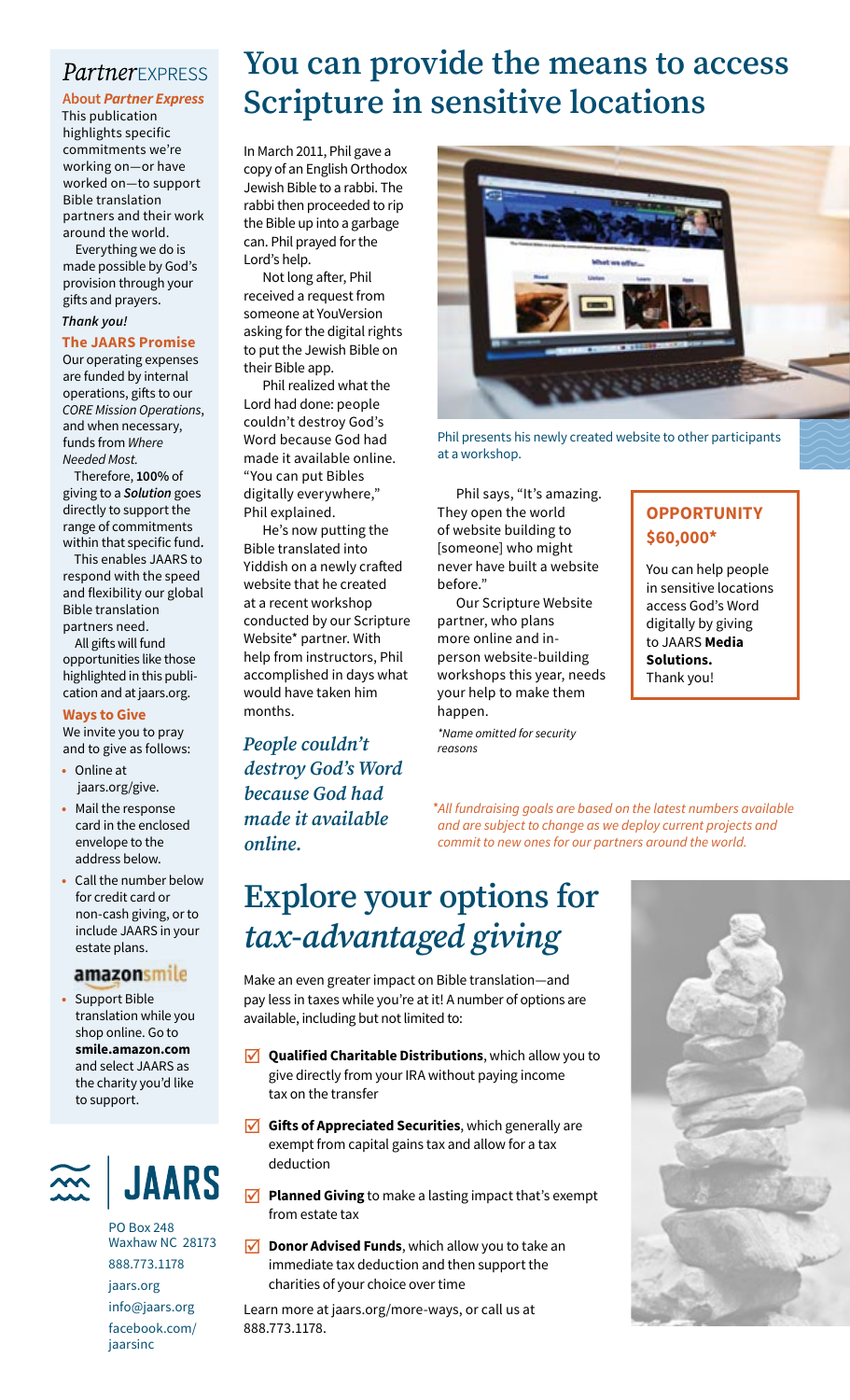## *Partner*EXPRESS

**About *Partner Express***
This publication highlights specific commitments we're working on—or have worked on—to support Bible translation partners and their work around the world.

Everything we do is made possible by God's provision through your gifts and prayers.

***Thank you!***

**The JAARS Promise**
Our operating expenses are funded by internal operations, gifts to our *CORE Mission Operations*, and when necessary, funds from *Where Needed Most.*

Therefore, **100%** of giving to a ***Solution*** goes directly to support the range of commitments within that specific fund.

This enables JAARS to respond with the speed and flexibility our global Bible translation partners need.

All gifts will fund opportunities like those highlighted in this publication and at jaars.org.

**Ways to Give**
We invite you to pray and to give as follows:

- Online at jaars.org/give.
- Mail the response card in the enclosed envelope to the address below.
- Call the number below for credit card or non-cash giving, or to include JAARS in your estate plans.

**amazonsmile**

- Support Bible translation while you shop online. Go to **smile.amazon.com** and select JAARS as the charity you'd like to support.

**JAARS**
PO Box 248
Waxhaw NC 28173
888.773.1178
jaars.org
info@jaars.org
facebook.com/jaarsinc

# You can provide the means to access Scripture in sensitive locations

In March 2011, Phil gave a copy of an English Orthodox Jewish Bible to a rabbi. The rabbi then proceeded to rip the Bible up into a garbage can. Phil prayed for the Lord's help.

Not long after, Phil received a request from someone at YouVersion asking for the digital rights to put the Jewish Bible on their Bible app.

Phil realized what the Lord had done: people couldn't destroy God's Word because God had made it available online. "You can put Bibles digitally everywhere," Phil explained.

He's now putting the Bible translated into Yiddish on a newly crafted website that he created at a recent workshop conducted by our Scripture Website* partner. With help from instructors, Phil accomplished in days what would have taken him months.

*People couldn't destroy God's Word because God had made it available online.*

Phil presents his newly created website to other participants at a workshop.

Phil says, "It's amazing. They open the world of website building to [someone] who might never have built a website before."

Our Scripture Website partner, who plans more online and in-person website-building workshops this year, needs your help to make them happen.

*\*Name omitted for security reasons*

**OPPORTUNITY**
**$60,000***

You can help people in sensitive locations access God's Word digitally by giving to JAARS **Media Solutions.** Thank you!

*\*All fundraising goals are based on the latest numbers available and are subject to change as we deploy current projects and commit to new ones for our partners around the world.*

# Explore your options for *tax-advantaged giving*

Make an even greater impact on Bible translation—and pay less in taxes while you're at it! A number of options are available, including but not limited to:

- ☑ **Qualified Charitable Distributions**, which allow you to give directly from your IRA without paying income tax on the transfer
- ☑ **Gifts of Appreciated Securities**, which generally are exempt from capital gains tax and allow for a tax deduction
- ☑ **Planned Giving** to make a lasting impact that's exempt from estate tax
- ☑ **Donor Advised Funds**, which allow you to take an immediate tax deduction and then support the charities of your choice over time

Learn more at jaars.org/more-ways, or call us at 888.773.1178.